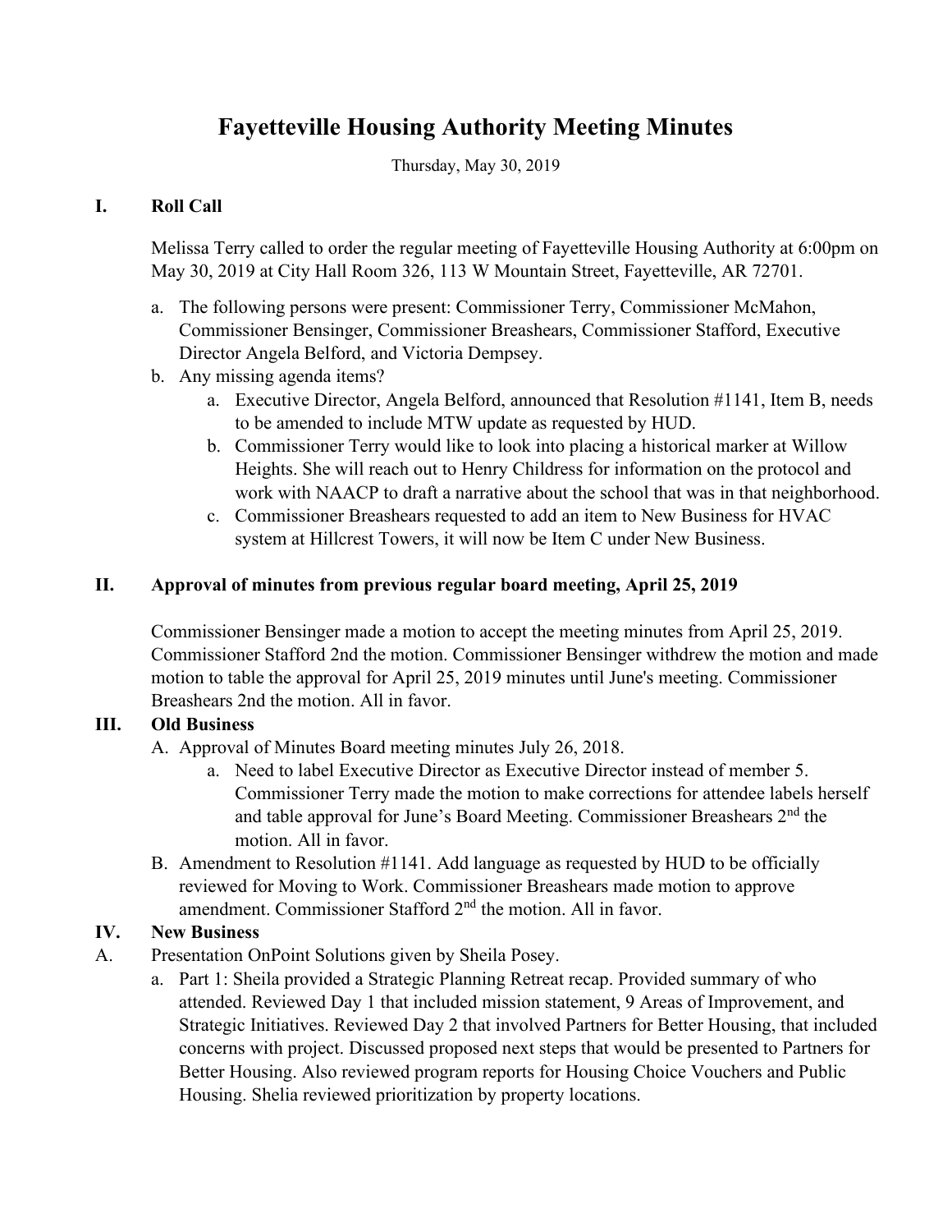# Fayetteville Housing Authority Meeting Minutes

Thursday, May 30, 2019

## I. Roll Call

Melissa Terry called to order the regular meeting of Fayetteville Housing Authority at 6:00pm on May 30, 2019 at City Hall Room 326, 113 W Mountain Street, Fayetteville, AR 72701.

a. The following persons were present: Commissioner Terry, Commissioner McMahon, Commissioner Bensinger, Commissioner Breashears, Commissioner Stafford, Executive Director Angela Belford, and Victoria Dempsey.
b. Any missing agenda items?
    a. Executive Director, Angela Belford, announced that Resolution #1141, Item B, needs to be amended to include MTW update as requested by HUD.
    b. Commissioner Terry would like to look into placing a historical marker at Willow Heights. She will reach out to Henry Childress for information on the protocol and work with NAACP to draft a narrative about the school that was in that neighborhood.
    c. Commissioner Breashears requested to add an item to New Business for HVAC system at Hillcrest Towers, it will now be Item C under New Business.

## II. Approval of minutes from previous regular board meeting, April 25, 2019

Commissioner Bensinger made a motion to accept the meeting minutes from April 25, 2019. Commissioner Stafford 2nd the motion. Commissioner Bensinger withdrew the motion and made motion to table the approval for April 25, 2019 minutes until June's meeting. Commissioner Breashears 2nd the motion. All in favor.

## III. Old Business

A. Approval of Minutes Board meeting minutes July 26, 2018.
    a. Need to label Executive Director as Executive Director instead of member 5. Commissioner Terry made the motion to make corrections for attendee labels herself and table approval for June's Board Meeting. Commissioner Breashears 2nd the motion. All in favor.

B. Amendment to Resolution #1141. Add language as requested by HUD to be officially reviewed for Moving to Work. Commissioner Breashears made motion to approve amendment. Commissioner Stafford 2nd the motion. All in favor.

## IV. New Business

A. Presentation OnPoint Solutions given by Sheila Posey.
    a. Part 1: Sheila provided a Strategic Planning Retreat recap. Provided summary of who attended. Reviewed Day 1 that included mission statement, 9 Areas of Improvement, and Strategic Initiatives. Reviewed Day 2 that involved Partners for Better Housing, that included concerns with project. Discussed proposed next steps that would be presented to Partners for Better Housing. Also reviewed program reports for Housing Choice Vouchers and Public Housing. Shelia reviewed prioritization by property locations.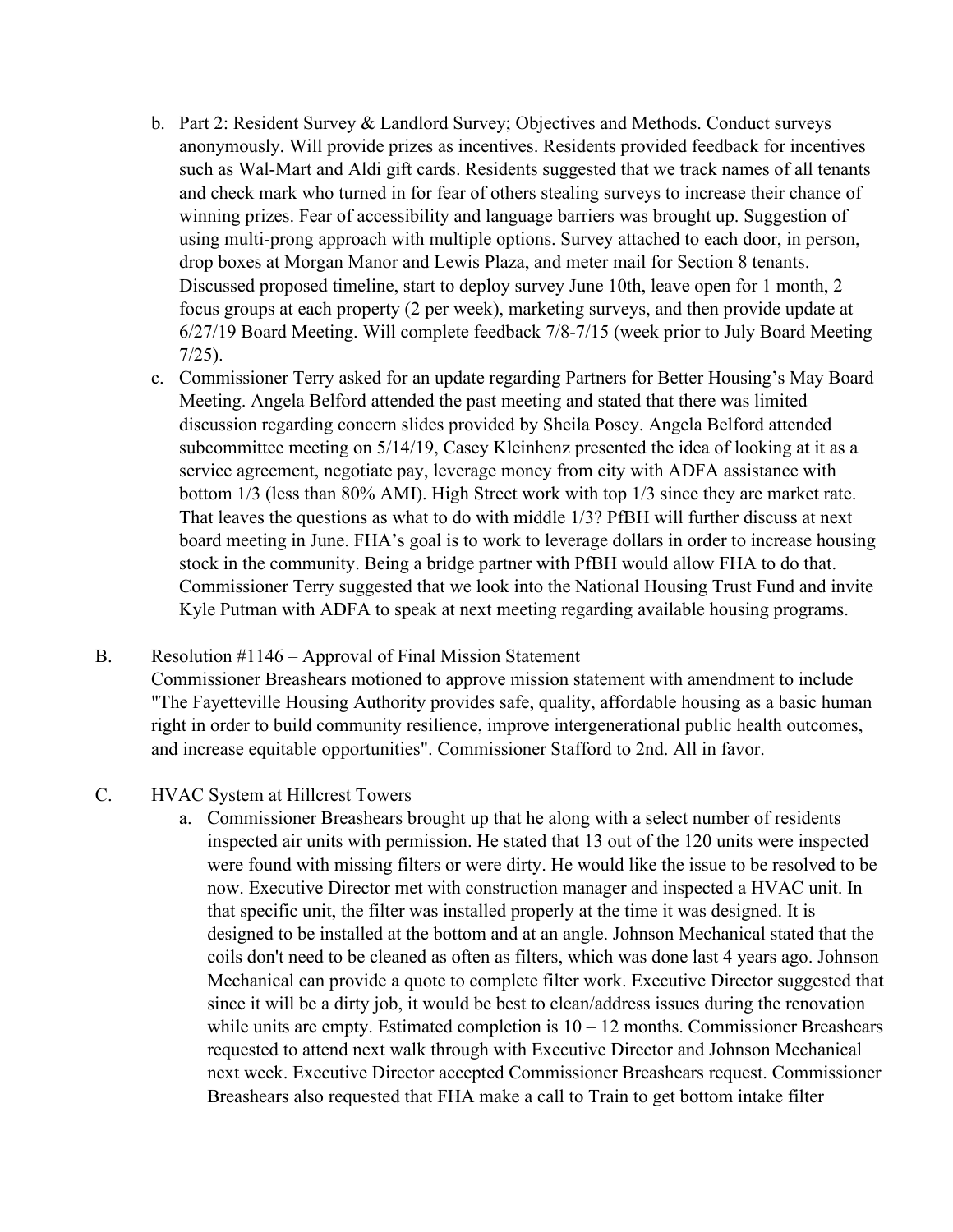b. Part 2: Resident Survey & Landlord Survey; Objectives and Methods. Conduct surveys anonymously. Will provide prizes as incentives. Residents provided feedback for incentives such as Wal-Mart and Aldi gift cards. Residents suggested that we track names of all tenants and check mark who turned in for fear of others stealing surveys to increase their chance of winning prizes. Fear of accessibility and language barriers was brought up. Suggestion of using multi-prong approach with multiple options. Survey attached to each door, in person, drop boxes at Morgan Manor and Lewis Plaza, and meter mail for Section 8 tenants. Discussed proposed timeline, start to deploy survey June 10th, leave open for 1 month, 2 focus groups at each property (2 per week), marketing surveys, and then provide update at 6/27/19 Board Meeting. Will complete feedback 7/8-7/15 (week prior to July Board Meeting 7/25).

c. Commissioner Terry asked for an update regarding Partners for Better Housing's May Board Meeting. Angela Belford attended the past meeting and stated that there was limited discussion regarding concern slides provided by Sheila Posey. Angela Belford attended subcommittee meeting on 5/14/19, Casey Kleinhenz presented the idea of looking at it as a service agreement, negotiate pay, leverage money from city with ADFA assistance with bottom 1/3 (less than 80% AMI). High Street work with top 1/3 since they are market rate. That leaves the questions as what to do with middle 1/3? PfBH will further discuss at next board meeting in June. FHA's goal is to work to leverage dollars in order to increase housing stock in the community. Being a bridge partner with PfBH would allow FHA to do that. Commissioner Terry suggested that we look into the National Housing Trust Fund and invite Kyle Putman with ADFA to speak at next meeting regarding available housing programs.

B. Resolution #1146 – Approval of Final Mission Statement

Commissioner Breashears motioned to approve mission statement with amendment to include "The Fayetteville Housing Authority provides safe, quality, affordable housing as a basic human right in order to build community resilience, improve intergenerational public health outcomes, and increase equitable opportunities". Commissioner Stafford to 2nd. All in favor.

C. HVAC System at Hillcrest Towers

a. Commissioner Breashears brought up that he along with a select number of residents inspected air units with permission. He stated that 13 out of the 120 units were inspected were found with missing filters or were dirty. He would like the issue to be resolved to be now. Executive Director met with construction manager and inspected a HVAC unit. In that specific unit, the filter was installed properly at the time it was designed. It is designed to be installed at the bottom and at an angle. Johnson Mechanical stated that the coils don't need to be cleaned as often as filters, which was done last 4 years ago. Johnson Mechanical can provide a quote to complete filter work. Executive Director suggested that since it will be a dirty job, it would be best to clean/address issues during the renovation while units are empty. Estimated completion is 10 – 12 months. Commissioner Breashears requested to attend next walk through with Executive Director and Johnson Mechanical next week. Executive Director accepted Commissioner Breashears request. Commissioner Breashears also requested that FHA make a call to Train to get bottom intake filter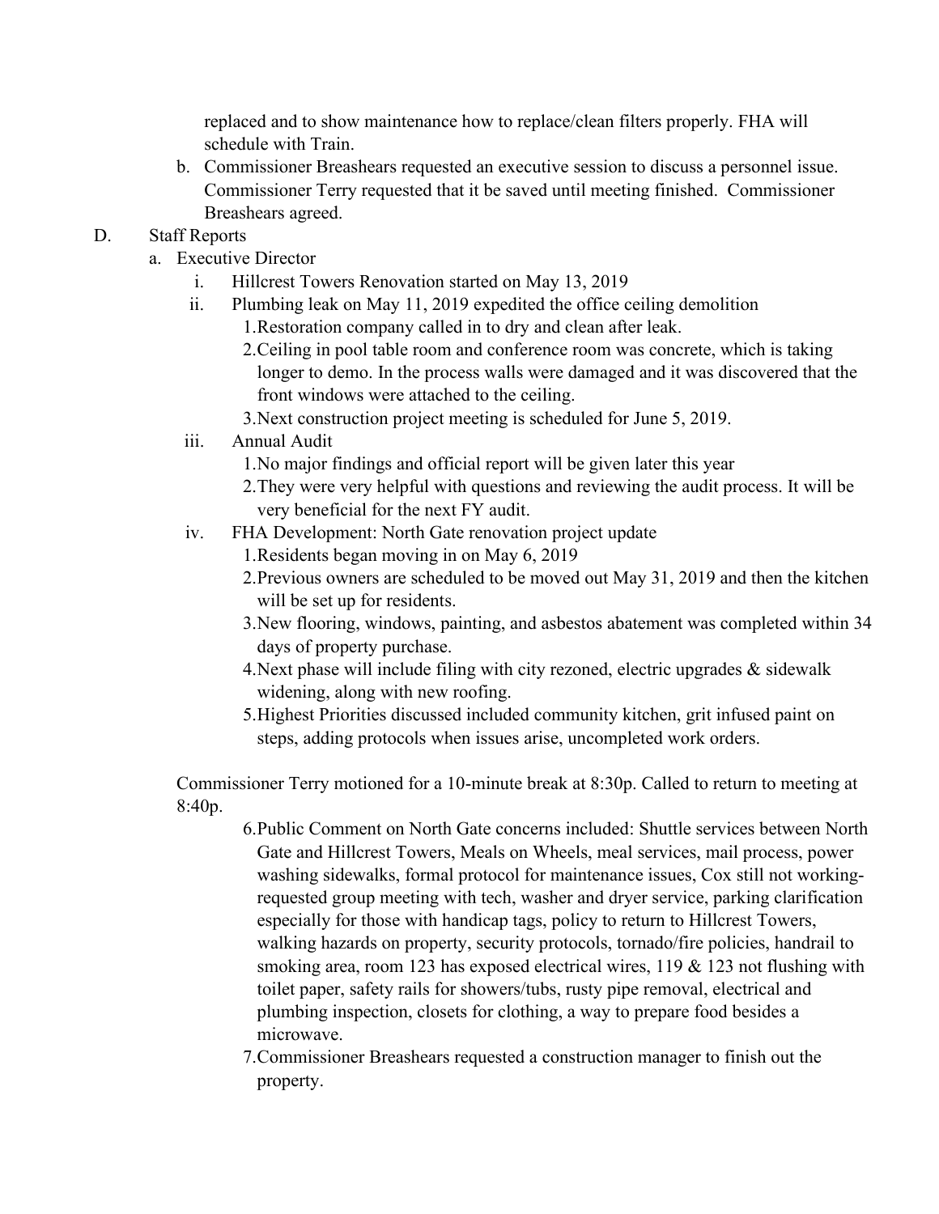replaced and to show maintenance how to replace/clean filters properly. FHA will schedule with Train.

b. Commissioner Breashears requested an executive session to discuss a personnel issue. Commissioner Terry requested that it be saved until meeting finished. Commissioner Breashears agreed.

D. Staff Reports

a. Executive Director

i. Hillcrest Towers Renovation started on May 13, 2019

ii. Plumbing leak on May 11, 2019 expedited the office ceiling demolition

1. Restoration company called in to dry and clean after leak.
2. Ceiling in pool table room and conference room was concrete, which is taking longer to demo. In the process walls were damaged and it was discovered that the front windows were attached to the ceiling.
3. Next construction project meeting is scheduled for June 5, 2019.

iii. Annual Audit

1. No major findings and official report will be given later this year
2. They were very helpful with questions and reviewing the audit process. It will be very beneficial for the next FY audit.

iv. FHA Development: North Gate renovation project update

1. Residents began moving in on May 6, 2019
2. Previous owners are scheduled to be moved out May 31, 2019 and then the kitchen will be set up for residents.
3. New flooring, windows, painting, and asbestos abatement was completed within 34 days of property purchase.
4. Next phase will include filing with city rezoned, electric upgrades & sidewalk widening, along with new roofing.
5. Highest Priorities discussed included community kitchen, grit infused paint on steps, adding protocols when issues arise, uncompleted work orders.

Commissioner Terry motioned for a 10-minute break at 8:30p. Called to return to meeting at 8:40p.

6. Public Comment on North Gate concerns included: Shuttle services between North Gate and Hillcrest Towers, Meals on Wheels, meal services, mail process, power washing sidewalks, formal protocol for maintenance issues, Cox still not working- requested group meeting with tech, washer and dryer service, parking clarification especially for those with handicap tags, policy to return to Hillcrest Towers, walking hazards on property, security protocols, tornado/fire policies, handrail to smoking area, room 123 has exposed electrical wires, 119 & 123 not flushing with toilet paper, safety rails for showers/tubs, rusty pipe removal, electrical and plumbing inspection, closets for clothing, a way to prepare food besides a microwave.
7. Commissioner Breashears requested a construction manager to finish out the property.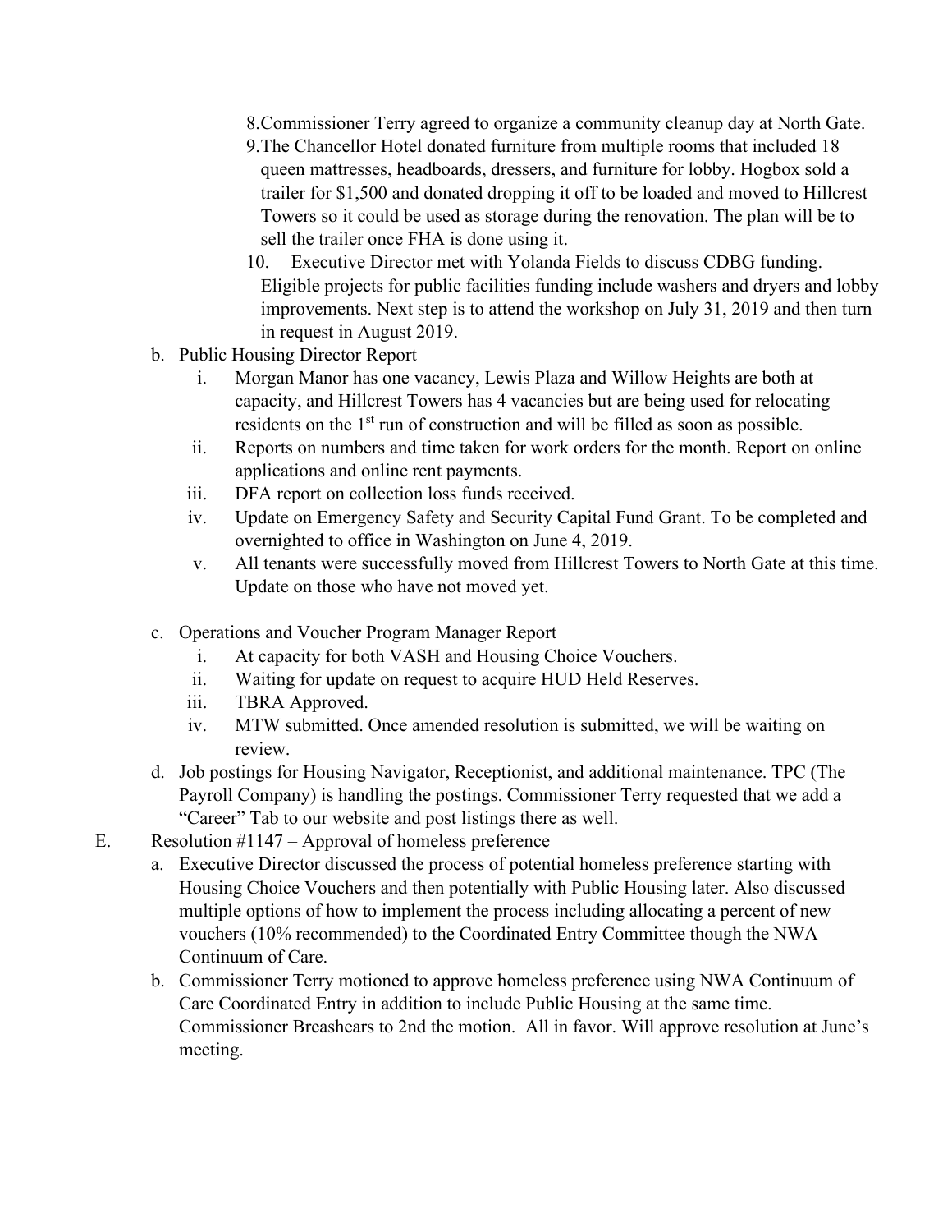8. Commissioner Terry agreed to organize a community cleanup day at North Gate.
9. The Chancellor Hotel donated furniture from multiple rooms that included 18 queen mattresses, headboards, dressers, and furniture for lobby. Hogbox sold a trailer for $1,500 and donated dropping it off to be loaded and moved to Hillcrest Towers so it could be used as storage during the renovation. The plan will be to sell the trailer once FHA is done using it.
10. Executive Director met with Yolanda Fields to discuss CDBG funding. Eligible projects for public facilities funding include washers and dryers and lobby improvements. Next step is to attend the workshop on July 31, 2019 and then turn in request in August 2019.

b. Public Housing Director Report
   - i. Morgan Manor has one vacancy, Lewis Plaza and Willow Heights are both at capacity, and Hillcrest Towers has 4 vacancies but are being used for relocating residents on the 1st run of construction and will be filled as soon as possible.
   - ii. Reports on numbers and time taken for work orders for the month. Report on online applications and online rent payments.
   - iii. DFA report on collection loss funds received.
   - iv. Update on Emergency Safety and Security Capital Fund Grant. To be completed and overnighted to office in Washington on June 4, 2019.
   - v. All tenants were successfully moved from Hillcrest Towers to North Gate at this time. Update on those who have not moved yet.

c. Operations and Voucher Program Manager Report
   - i. At capacity for both VASH and Housing Choice Vouchers.
   - ii. Waiting for update on request to acquire HUD Held Reserves.
   - iii. TBRA Approved.
   - iv. MTW submitted. Once amended resolution is submitted, we will be waiting on review.

d. Job postings for Housing Navigator, Receptionist, and additional maintenance. TPC (The Payroll Company) is handling the postings. Commissioner Terry requested that we add a "Career" Tab to our website and post listings there as well.

E. Resolution #1147 – Approval of homeless preference

a. Executive Director discussed the process of potential homeless preference starting with Housing Choice Vouchers and then potentially with Public Housing later. Also discussed multiple options of how to implement the process including allocating a percent of new vouchers (10% recommended) to the Coordinated Entry Committee though the NWA Continuum of Care.

b. Commissioner Terry motioned to approve homeless preference using NWA Continuum of Care Coordinated Entry in addition to include Public Housing at the same time. Commissioner Breashears to 2nd the motion. All in favor. Will approve resolution at June's meeting.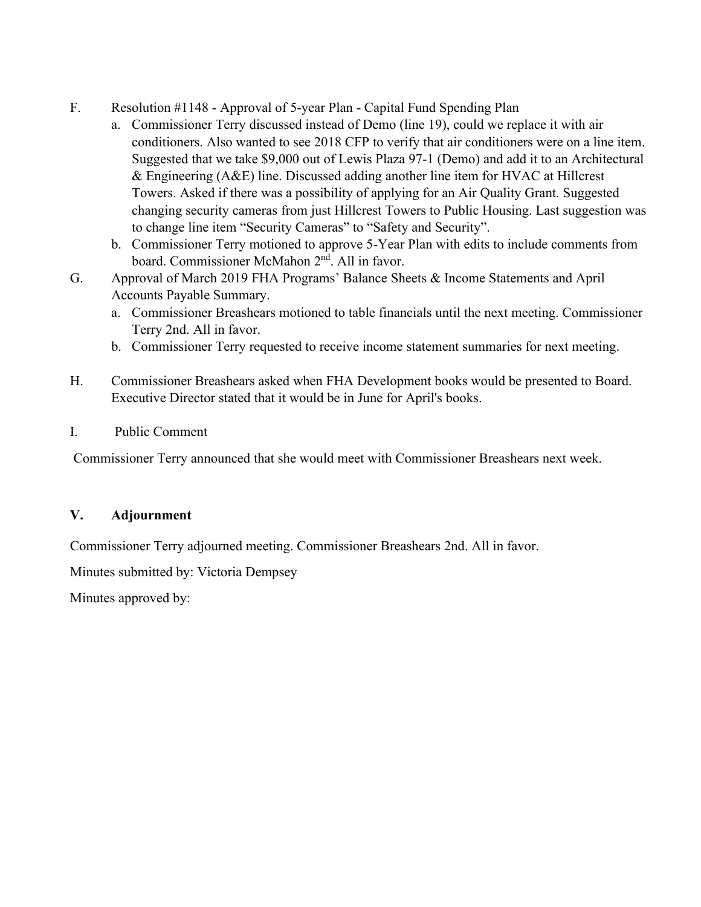F. Resolution #1148 - Approval of 5-year Plan - Capital Fund Spending Plan

   a. Commissioner Terry discussed instead of Demo (line 19), could we replace it with air conditioners. Also wanted to see 2018 CFP to verify that air conditioners were on a line item. Suggested that we take $9,000 out of Lewis Plaza 97-1 (Demo) and add it to an Architectural & Engineering (A&E) line. Discussed adding another line item for HVAC at Hillcrest Towers. Asked if there was a possibility of applying for an Air Quality Grant. Suggested changing security cameras from just Hillcrest Towers to Public Housing. Last suggestion was to change line item "Security Cameras" to "Safety and Security".
   b. Commissioner Terry motioned to approve 5-Year Plan with edits to include comments from board. Commissioner McMahon 2nd. All in favor.

G. Approval of March 2019 FHA Programs' Balance Sheets & Income Statements and April Accounts Payable Summary.

   a. Commissioner Breashears motioned to table financials until the next meeting. Commissioner Terry 2nd. All in favor.
   b. Commissioner Terry requested to receive income statement summaries for next meeting.

H. Commissioner Breashears asked when FHA Development books would be presented to Board. Executive Director stated that it would be in June for April's books.

I. Public Comment

Commissioner Terry announced that she would meet with Commissioner Breashears next week.

## V. Adjournment

Commissioner Terry adjourned meeting. Commissioner Breashears 2nd. All in favor.

Minutes submitted by: Victoria Dempsey

Minutes approved by: